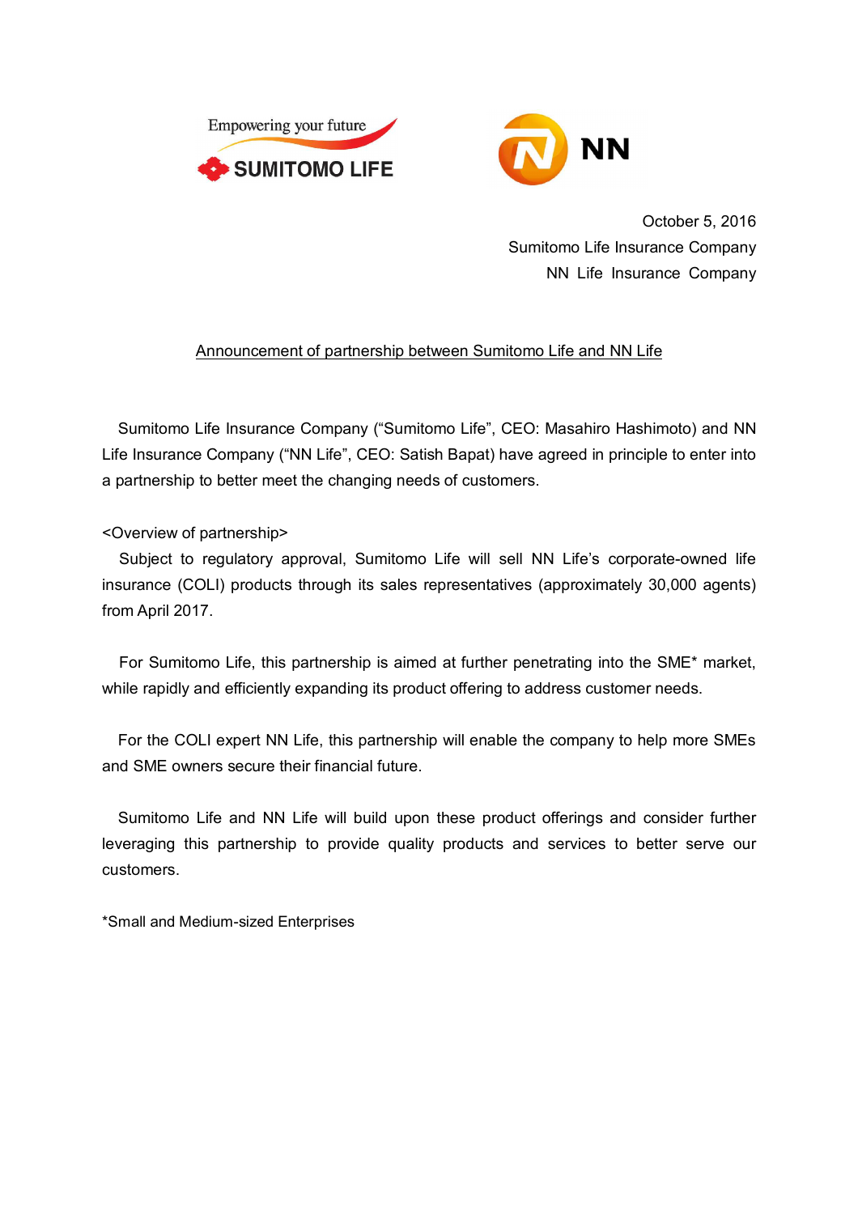Empowering your future

SUMITOMO LIFE

NN

October 5, 2016

Sumitomo Life Insurance Company

NN Life Insurance Company

## Announcement of partnership between Sumitomo Life and NN Life

Sumitomo Life Insurance Company ("Sumitomo Life", CEO: Masahiro Hashimoto) and NN Life Insurance Company ("NN Life", CEO: Satish Bapat) have agreed in principle to enter into a partnership to better meet the changing needs of customers.

<Overview of partnership>

Subject to regulatory approval, Sumitomo Life will sell NN Life's corporate-owned life insurance (COLI) products through its sales representatives (approximately 30,000 agents) from April 2017.

For Sumitomo Life, this partnership is aimed at further penetrating into the SME* market, while rapidly and efficiently expanding its product offering to address customer needs.

For the COLI expert NN Life, this partnership will enable the company to help more SMEs and SME owners secure their financial future.

Sumitomo Life and NN Life will build upon these product offerings and consider further leveraging this partnership to provide quality products and services to better serve our customers.

*Small and Medium-sized Enterprises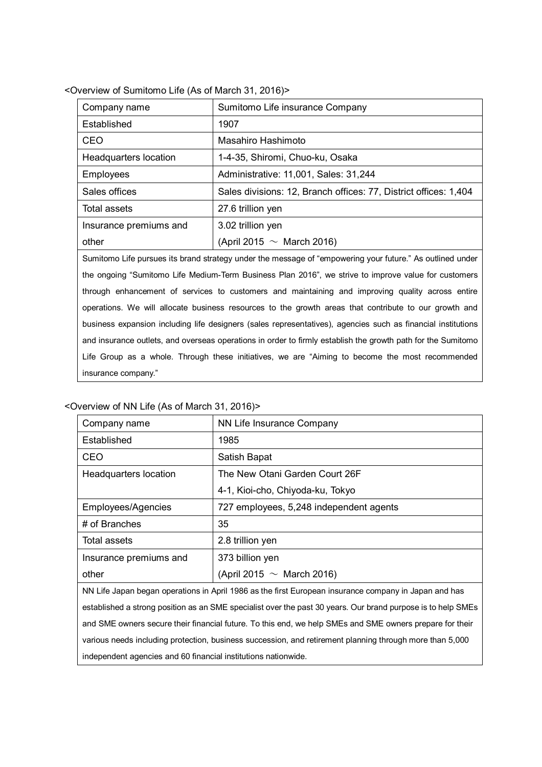<Overview of Sumitomo Life (As of March 31, 2016)>

| | |
|---|---|
| Company name | Sumitomo Life insurance Company |
| Established | 1907 |
| CEO | Masahiro Hashimoto |
| Headquarters location | 1-4-35, Shiromi, Chuo-ku, Osaka |
| Employees | Administrative: 11,001, Sales: 31,244 |
| Sales offices | Sales divisions: 12, Branch offices: 77, District offices: 1,404 |
| Total assets | 27.6 trillion yen |
| Insurance premiums and other | 3.02 trillion yen (April 2015 ～ March 2016) |

Sumitomo Life pursues its brand strategy under the message of "empowering your future." As outlined under the ongoing "Sumitomo Life Medium-Term Business Plan 2016", we strive to improve value for customers through enhancement of services to customers and maintaining and improving quality across entire operations. We will allocate business resources to the growth areas that contribute to our growth and business expansion including life designers (sales representatives), agencies such as financial institutions and insurance outlets, and overseas operations in order to firmly establish the growth path for the Sumitomo Life Group as a whole. Through these initiatives, we are "Aiming to become the most recommended insurance company."

<Overview of NN Life (As of March 31, 2016)>

| | |
|---|---|
| Company name | NN Life Insurance Company |
| Established | 1985 |
| CEO | Satish Bapat |
| Headquarters location | The New Otani Garden Court 26F 4-1, Kioi-cho, Chiyoda-ku, Tokyo |
| Employees/Agencies | 727 employees, 5,248 independent agents |
| # of Branches | 35 |
| Total assets | 2.8 trillion yen |
| Insurance premiums and other | 373 billion yen (April 2015 ～ March 2016) |

NN Life Japan began operations in April 1986 as the first European insurance company in Japan and has established a strong position as an SME specialist over the past 30 years. Our brand purpose is to help SMEs and SME owners secure their financial future. To this end, we help SMEs and SME owners prepare for their various needs including protection, business succession, and retirement planning through more than 5,000 independent agencies and 60 financial institutions nationwide.